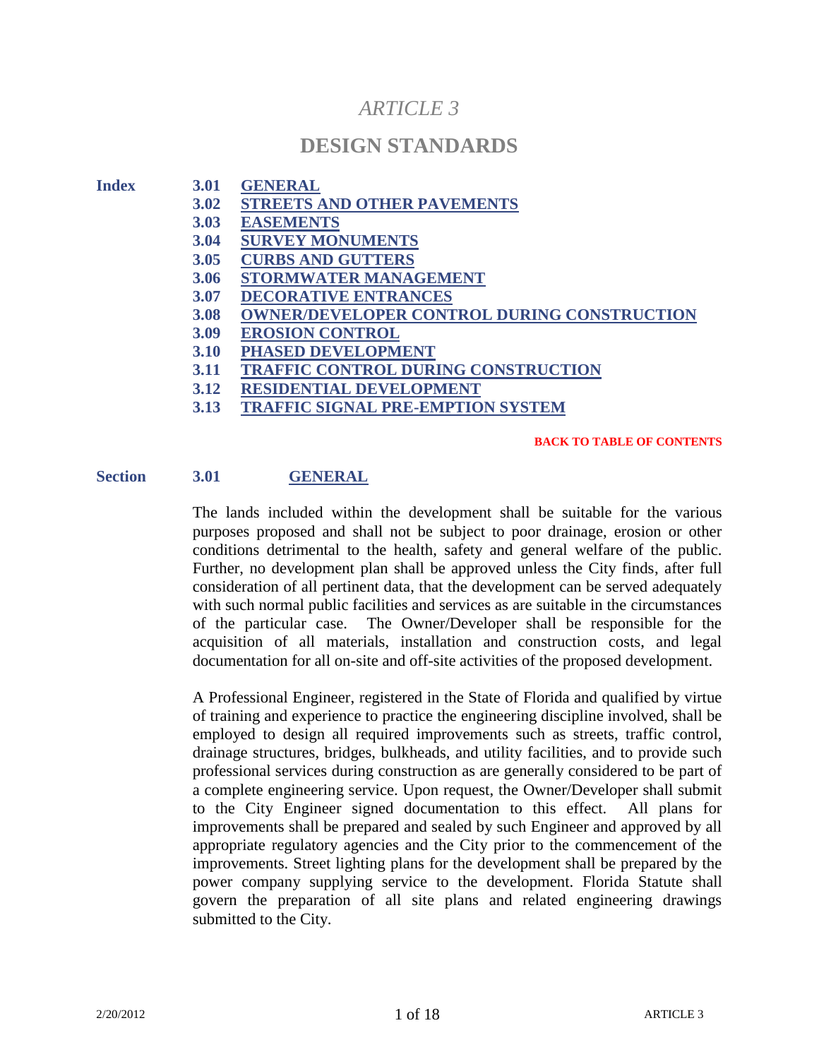# *ARTICLE 3*

# DESIGN STANDARDS

**Index**

- **3.01 GENERAL**
- **3.02 STREETS AND OTHER PAVEMENTS**
- **3.03 EASEMENTS**
- **3.04 SURVEY MONUMENTS**
- **3.05 CURBS AND GUTTERS**
- **3.06 STORMWATER MANAGEMENT**
- **3.07 DECORATIVE ENTRANCES**
- **3.08 OWNER/DEVELOPER CONTROL DURING CONSTRUCTION**
- **3.09 EROSION CONTROL**
- **3.10 PHASED DEVELOPMENT**
- **3.11 TRAFFIC CONTROL DURING CONSTRUCTION**
- **3.12 RESIDENTIAL DEVELOPMENT**
- **3.13 TRAFFIC SIGNAL PRE-EMPTION SYSTEM**

**BACK TO TABLE OF CONTENTS**

## Section 3.01 GENERAL

The lands included within the development shall be suitable for the various purposes proposed and shall not be subject to poor drainage, erosion or other conditions detrimental to the health, safety and general welfare of the public. Further, no development plan shall be approved unless the City finds, after full consideration of all pertinent data, that the development can be served adequately with such normal public facilities and services as are suitable in the circumstances of the particular case. The Owner/Developer shall be responsible for the acquisition of all materials, installation and construction costs, and legal documentation for all on-site and off-site activities of the proposed development.

A Professional Engineer, registered in the State of Florida and qualified by virtue of training and experience to practice the engineering discipline involved, shall be employed to design all required improvements such as streets, traffic control, drainage structures, bridges, bulkheads, and utility facilities, and to provide such professional services during construction as are generally considered to be part of a complete engineering service. Upon request, the Owner/Developer shall submit to the City Engineer signed documentation to this effect. All plans for improvements shall be prepared and sealed by such Engineer and approved by all appropriate regulatory agencies and the City prior to the commencement of the improvements. Street lighting plans for the development shall be prepared by the power company supplying service to the development. Florida Statute shall govern the preparation of all site plans and related engineering drawings submitted to the City.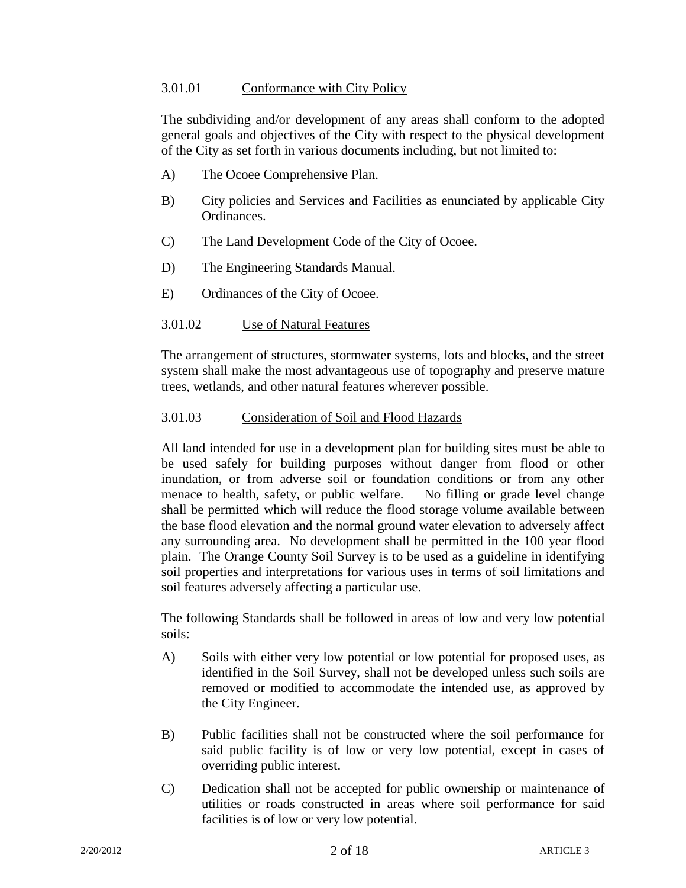### 3.01.01 Conformance with City Policy

The subdividing and/or development of any areas shall conform to the adopted general goals and objectives of the City with respect to the physical development of the City as set forth in various documents including, but not limited to:

A) The Ocoee Comprehensive Plan.

B) City policies and Services and Facilities as enunciated by applicable City Ordinances.

C) The Land Development Code of the City of Ocoee.

D) The Engineering Standards Manual.

E) Ordinances of the City of Ocoee.

### 3.01.02 Use of Natural Features

The arrangement of structures, stormwater systems, lots and blocks, and the street system shall make the most advantageous use of topography and preserve mature trees, wetlands, and other natural features wherever possible.

### 3.01.03 Consideration of Soil and Flood Hazards

All land intended for use in a development plan for building sites must be able to be used safely for building purposes without danger from flood or other inundation, or from adverse soil or foundation conditions or from any other menace to health, safety, or public welfare. No filling or grade level change shall be permitted which will reduce the flood storage volume available between the base flood elevation and the normal ground water elevation to adversely affect any surrounding area. No development shall be permitted in the 100 year flood plain. The Orange County Soil Survey is to be used as a guideline in identifying soil properties and interpretations for various uses in terms of soil limitations and soil features adversely affecting a particular use.

The following Standards shall be followed in areas of low and very low potential soils:

A) Soils with either very low potential or low potential for proposed uses, as identified in the Soil Survey, shall not be developed unless such soils are removed or modified to accommodate the intended use, as approved by the City Engineer.

B) Public facilities shall not be constructed where the soil performance for said public facility is of low or very low potential, except in cases of overriding public interest.

C) Dedication shall not be accepted for public ownership or maintenance of utilities or roads constructed in areas where soil performance for said facilities is of low or very low potential.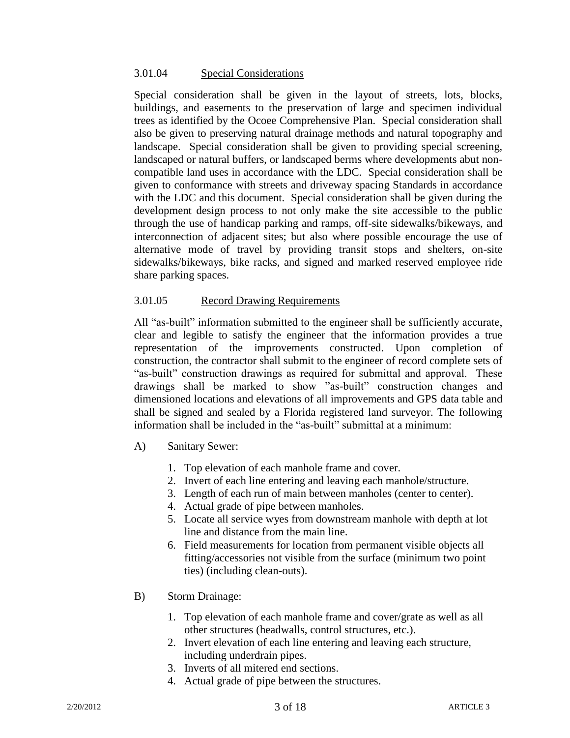### 3.01.04 Special Considerations

Special consideration shall be given in the layout of streets, lots, blocks, buildings, and easements to the preservation of large and specimen individual trees as identified by the Ocoee Comprehensive Plan. Special consideration shall also be given to preserving natural drainage methods and natural topography and landscape. Special consideration shall be given to providing special screening, landscaped or natural buffers, or landscaped berms where developments abut non-compatible land uses in accordance with the LDC. Special consideration shall be given to conformance with streets and driveway spacing Standards in accordance with the LDC and this document. Special consideration shall be given during the development design process to not only make the site accessible to the public through the use of handicap parking and ramps, off-site sidewalks/bikeways, and interconnection of adjacent sites; but also where possible encourage the use of alternative mode of travel by providing transit stops and shelters, on-site sidewalks/bikeways, bike racks, and signed and marked reserved employee ride share parking spaces.

### 3.01.05 Record Drawing Requirements

All "as-built" information submitted to the engineer shall be sufficiently accurate, clear and legible to satisfy the engineer that the information provides a true representation of the improvements constructed. Upon completion of construction, the contractor shall submit to the engineer of record complete sets of "as-built" construction drawings as required for submittal and approval. These drawings shall be marked to show "as-built" construction changes and dimensioned locations and elevations of all improvements and GPS data table and shall be signed and sealed by a Florida registered land surveyor. The following information shall be included in the "as-built" submittal at a minimum:

A) Sanitary Sewer:

1. Top elevation of each manhole frame and cover.
2. Invert of each line entering and leaving each manhole/structure.
3. Length of each run of main between manholes (center to center).
4. Actual grade of pipe between manholes.
5. Locate all service wyes from downstream manhole with depth at lot line and distance from the main line.
6. Field measurements for location from permanent visible objects all fitting/accessories not visible from the surface (minimum two point ties) (including clean-outs).

B) Storm Drainage:

1. Top elevation of each manhole frame and cover/grate as well as all other structures (headwalls, control structures, etc.).
2. Invert elevation of each line entering and leaving each structure, including underdrain pipes.
3. Inverts of all mitered end sections.
4. Actual grade of pipe between the structures.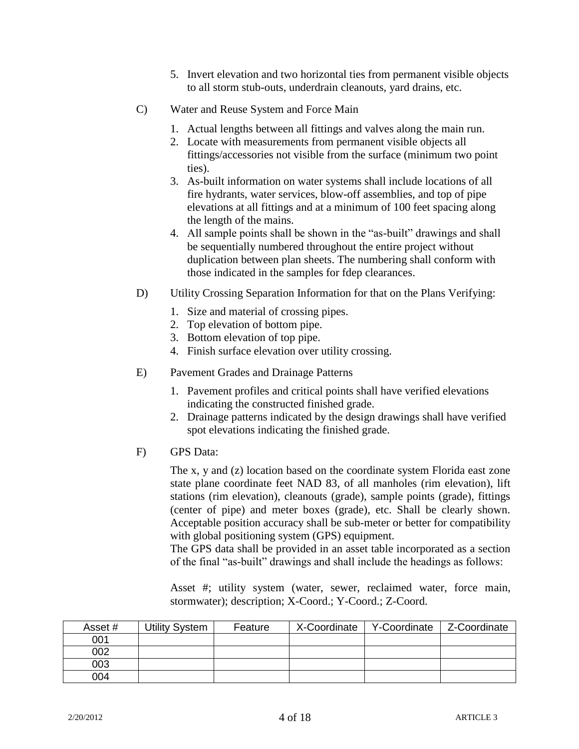5. Invert elevation and two horizontal ties from permanent visible objects to all storm stub-outs, underdrain cleanouts, yard drains, etc.

C) Water and Reuse System and Force Main

1. Actual lengths between all fittings and valves along the main run.
2. Locate with measurements from permanent visible objects all fittings/accessories not visible from the surface (minimum two point ties).
3. As-built information on water systems shall include locations of all fire hydrants, water services, blow-off assemblies, and top of pipe elevations at all fittings and at a minimum of 100 feet spacing along the length of the mains.
4. All sample points shall be shown in the "as-built" drawings and shall be sequentially numbered throughout the entire project without duplication between plan sheets. The numbering shall conform with those indicated in the samples for fdep clearances.

D) Utility Crossing Separation Information for that on the Plans Verifying:

1. Size and material of crossing pipes.
2. Top elevation of bottom pipe.
3. Bottom elevation of top pipe.
4. Finish surface elevation over utility crossing.

E) Pavement Grades and Drainage Patterns

1. Pavement profiles and critical points shall have verified elevations indicating the constructed finished grade.
2. Drainage patterns indicated by the design drawings shall have verified spot elevations indicating the finished grade.

F) GPS Data:

The x, y and (z) location based on the coordinate system Florida east zone state plane coordinate feet NAD 83, of all manholes (rim elevation), lift stations (rim elevation), cleanouts (grade), sample points (grade), fittings (center of pipe) and meter boxes (grade), etc. Shall be clearly shown. Acceptable position accuracy shall be sub-meter or better for compatibility with global positioning system (GPS) equipment.
The GPS data shall be provided in an asset table incorporated as a section of the final "as-built" drawings and shall include the headings as follows:

Asset #; utility system (water, sewer, reclaimed water, force main, stormwater); description; X-Coord.; Y-Coord.; Z-Coord.

| Asset # | Utility System | Feature | X-Coordinate | Y-Coordinate | Z-Coordinate |
|---|---|---|---|---|---|
| 001 | | | | | |
| 002 | | | | | |
| 003 | | | | | |
| 004 | | | | | |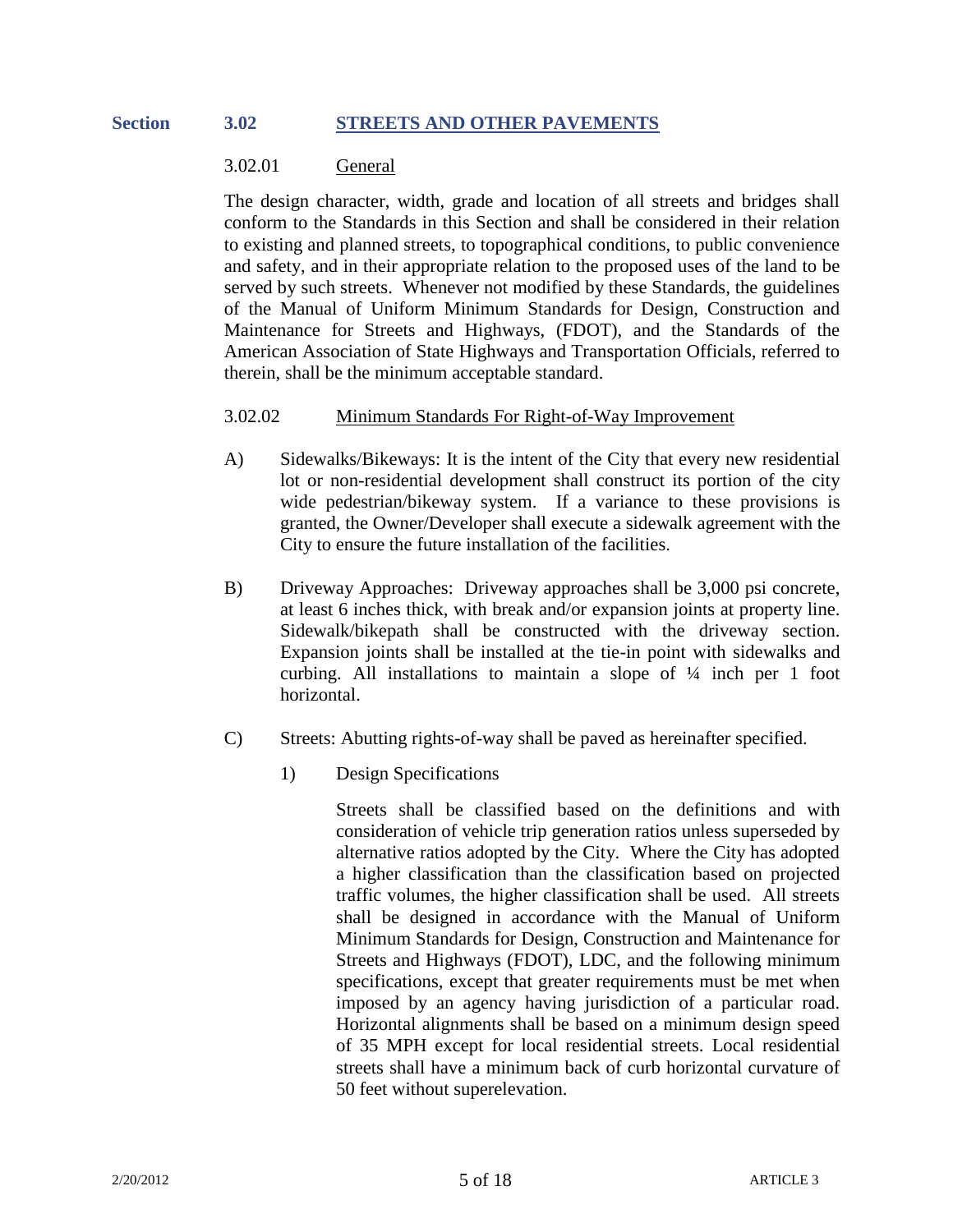## Section 3.02 STREETS AND OTHER PAVEMENTS

### 3.02.01 General

The design character, width, grade and location of all streets and bridges shall conform to the Standards in this Section and shall be considered in their relation to existing and planned streets, to topographical conditions, to public convenience and safety, and in their appropriate relation to the proposed uses of the land to be served by such streets. Whenever not modified by these Standards, the guidelines of the Manual of Uniform Minimum Standards for Design, Construction and Maintenance for Streets and Highways, (FDOT), and the Standards of the American Association of State Highways and Transportation Officials, referred to therein, shall be the minimum acceptable standard.

### 3.02.02 Minimum Standards For Right-of-Way Improvement

A) Sidewalks/Bikeways: It is the intent of the City that every new residential lot or non-residential development shall construct its portion of the city wide pedestrian/bikeway system. If a variance to these provisions is granted, the Owner/Developer shall execute a sidewalk agreement with the City to ensure the future installation of the facilities.

B) Driveway Approaches: Driveway approaches shall be 3,000 psi concrete, at least 6 inches thick, with break and/or expansion joints at property line. Sidewalk/bikepath shall be constructed with the driveway section. Expansion joints shall be installed at the tie-in point with sidewalks and curbing. All installations to maintain a slope of ¼ inch per 1 foot horizontal.

C) Streets: Abutting rights-of-way shall be paved as hereinafter specified.

1) Design Specifications

Streets shall be classified based on the definitions and with consideration of vehicle trip generation ratios unless superseded by alternative ratios adopted by the City. Where the City has adopted a higher classification than the classification based on projected traffic volumes, the higher classification shall be used. All streets shall be designed in accordance with the Manual of Uniform Minimum Standards for Design, Construction and Maintenance for Streets and Highways (FDOT), LDC, and the following minimum specifications, except that greater requirements must be met when imposed by an agency having jurisdiction of a particular road. Horizontal alignments shall be based on a minimum design speed of 35 MPH except for local residential streets. Local residential streets shall have a minimum back of curb horizontal curvature of 50 feet without superelevation.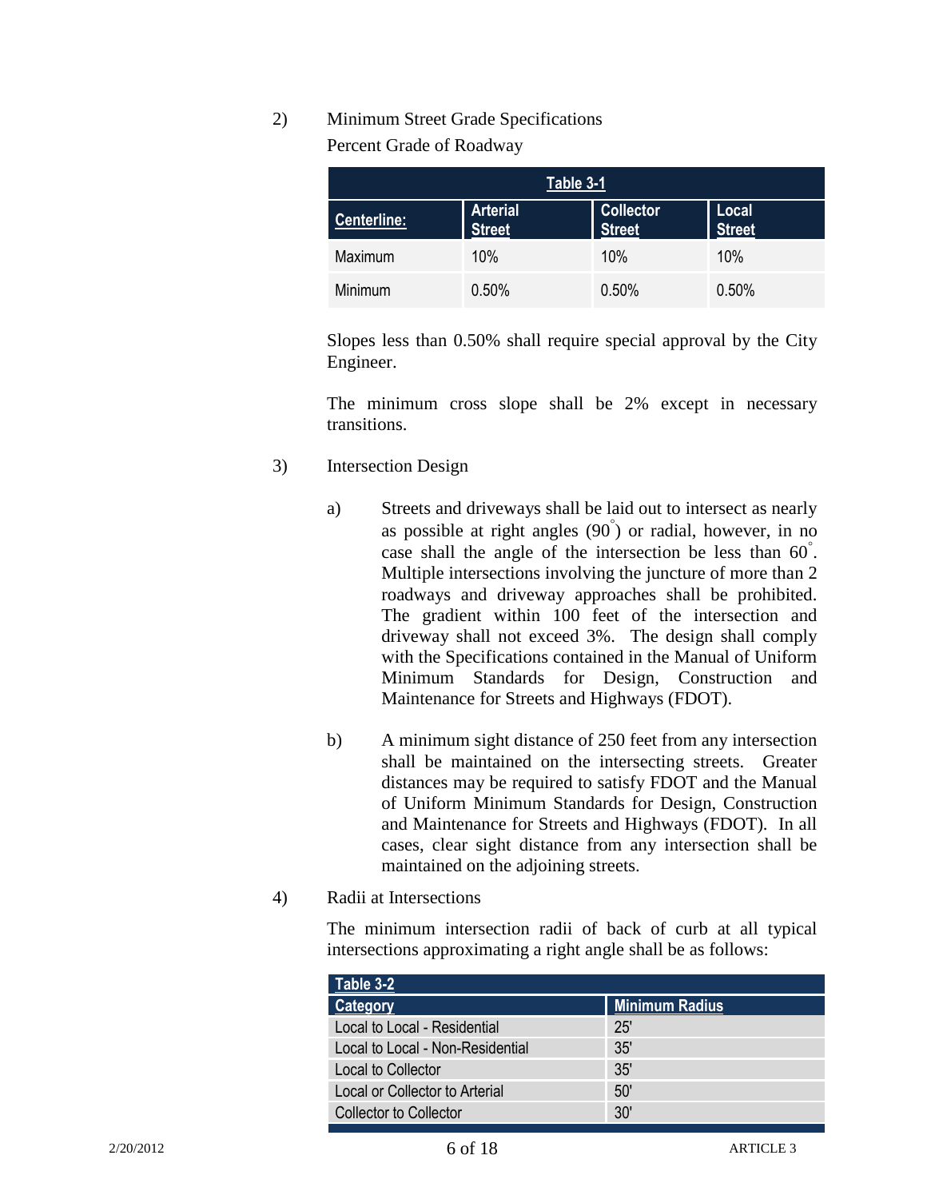2) Minimum Street Grade Specifications

Percent Grade of Roadway

| Table 3-1 | | | |
|---|---|---|---|
| **Centerline:** | **Arterial Street** | **Collector Street** | **Local Street** |
| Maximum | 10% | 10% | 10% |
| Minimum | 0.50% | 0.50% | 0.50% |

Slopes less than 0.50% shall require special approval by the City Engineer.

The minimum cross slope shall be 2% except in necessary transitions.

3) Intersection Design

a) Streets and driveways shall be laid out to intersect as nearly as possible at right angles (90°) or radial, however, in no case shall the angle of the intersection be less than 60°. Multiple intersections involving the juncture of more than 2 roadways and driveway approaches shall be prohibited. The gradient within 100 feet of the intersection and driveway shall not exceed 3%. The design shall comply with the Specifications contained in the Manual of Uniform Minimum Standards for Design, Construction and Maintenance for Streets and Highways (FDOT).

b) A minimum sight distance of 250 feet from any intersection shall be maintained on the intersecting streets. Greater distances may be required to satisfy FDOT and the Manual of Uniform Minimum Standards for Design, Construction and Maintenance for Streets and Highways (FDOT). In all cases, clear sight distance from any intersection shall be maintained on the adjoining streets.

4) Radii at Intersections

The minimum intersection radii of back of curb at all typical intersections approximating a right angle shall be as follows:

| Table 3-2 | |
|---|---|
| **Category** | **Minimum Radius** |
| Local to Local - Residential | 25' |
| Local to Local - Non-Residential | 35' |
| Local to Collector | 35' |
| Local or Collector to Arterial | 50' |
| Collector to Collector | 30' |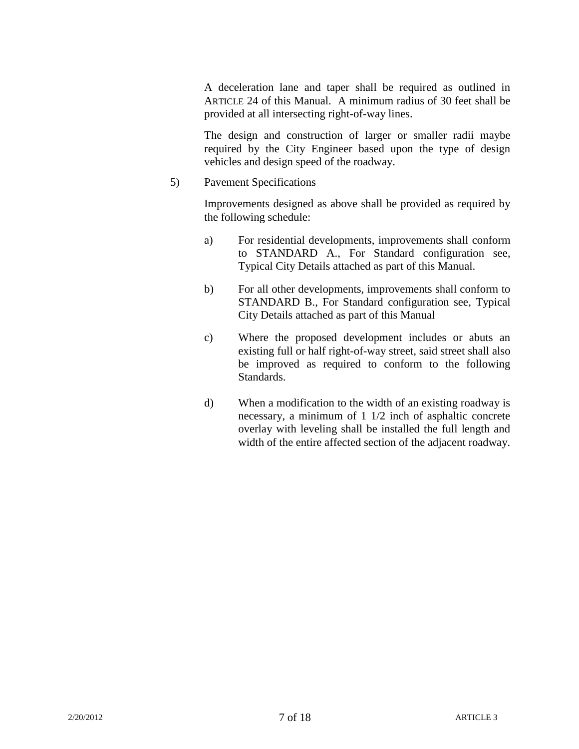A deceleration lane and taper shall be required as outlined in ARTICLE 24 of this Manual. A minimum radius of 30 feet shall be provided at all intersecting right-of-way lines.

The design and construction of larger or smaller radii maybe required by the City Engineer based upon the type of design vehicles and design speed of the roadway.

5) Pavement Specifications

Improvements designed as above shall be provided as required by the following schedule:

a) For residential developments, improvements shall conform to STANDARD A., For Standard configuration see, Typical City Details attached as part of this Manual.

b) For all other developments, improvements shall conform to STANDARD B., For Standard configuration see, Typical City Details attached as part of this Manual

c) Where the proposed development includes or abuts an existing full or half right-of-way street, said street shall also be improved as required to conform to the following Standards.

d) When a modification to the width of an existing roadway is necessary, a minimum of 1 1/2 inch of asphaltic concrete overlay with leveling shall be installed the full length and width of the entire affected section of the adjacent roadway.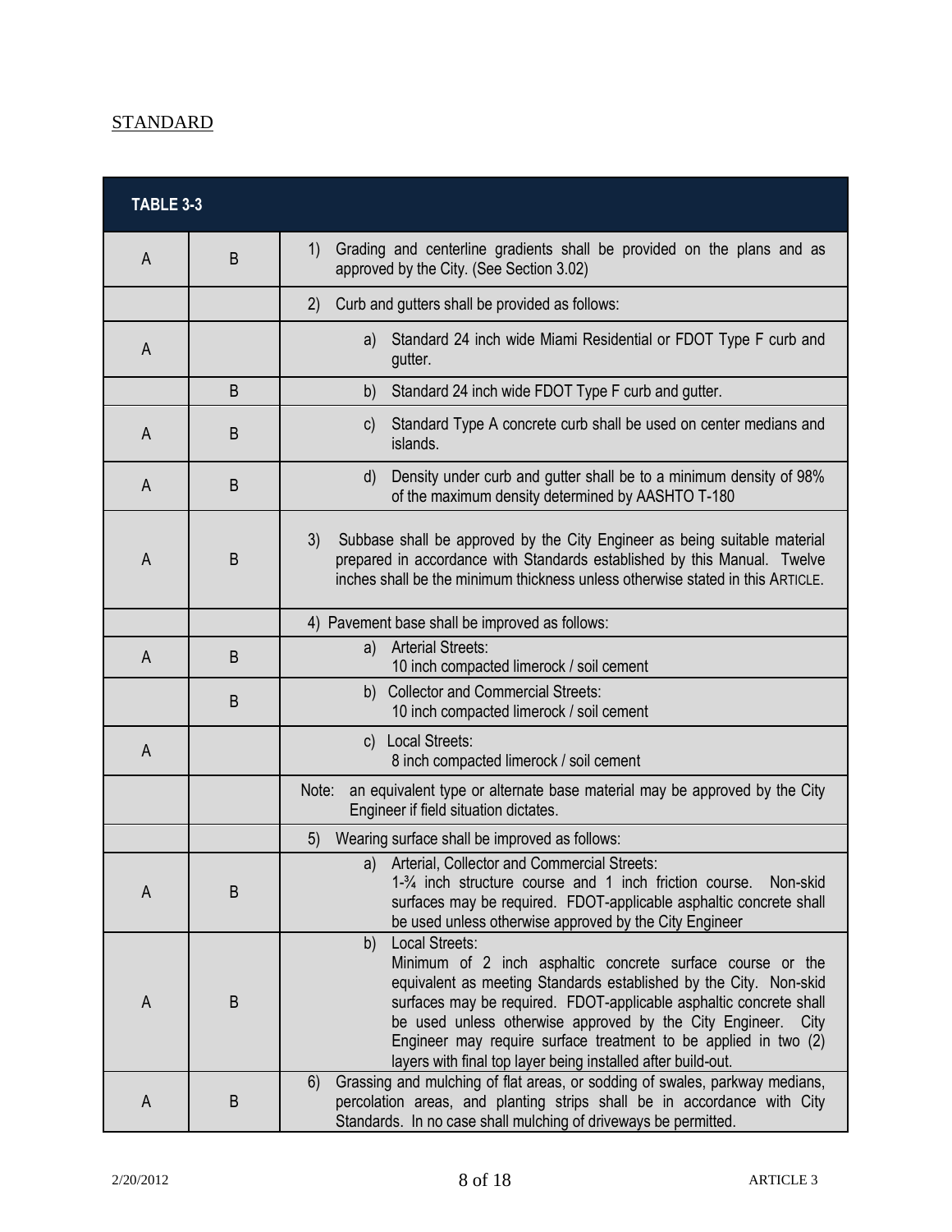STANDARD

| TABLE 3-3 | | |
|---|---|---|
| A | B | 1) Grading and centerline gradients shall be provided on the plans and as approved by the City. (See Section 3.02) |
| | | 2) Curb and gutters shall be provided as follows: |
| A | | a) Standard 24 inch wide Miami Residential or FDOT Type F curb and gutter. |
| | B | b) Standard 24 inch wide FDOT Type F curb and gutter. |
| A | B | c) Standard Type A concrete curb shall be used on center medians and islands. |
| A | B | d) Density under curb and gutter shall be to a minimum density of 98% of the maximum density determined by AASHTO T-180 |
| A | B | 3) Subbase shall be approved by the City Engineer as being suitable material prepared in accordance with Standards established by this Manual. Twelve inches shall be the minimum thickness unless otherwise stated in this ARTICLE. |
| | | 4) Pavement base shall be improved as follows: |
| A | B | a) Arterial Streets: 10 inch compacted limerock / soil cement |
| | B | b) Collector and Commercial Streets: 10 inch compacted limerock / soil cement |
| A | | c) Local Streets: 8 inch compacted limerock / soil cement |
| | | Note: an equivalent type or alternate base material may be approved by the City Engineer if field situation dictates. |
| | | 5) Wearing surface shall be improved as follows: |
| A | B | a) Arterial, Collector and Commercial Streets: 1-¾ inch structure course and 1 inch friction course. Non-skid surfaces may be required. FDOT-applicable asphaltic concrete shall be used unless otherwise approved by the City Engineer |
| A | B | b) Local Streets: Minimum of 2 inch asphaltic concrete surface course or the equivalent as meeting Standards established by the City. Non-skid surfaces may be required. FDOT-applicable asphaltic concrete shall be used unless otherwise approved by the City Engineer. City Engineer may require surface treatment to be applied in two (2) layers with final top layer being installed after build-out. |
| A | B | 6) Grassing and mulching of flat areas, or sodding of swales, parkway medians, percolation areas, and planting strips shall be in accordance with City Standards. In no case shall mulching of driveways be permitted. |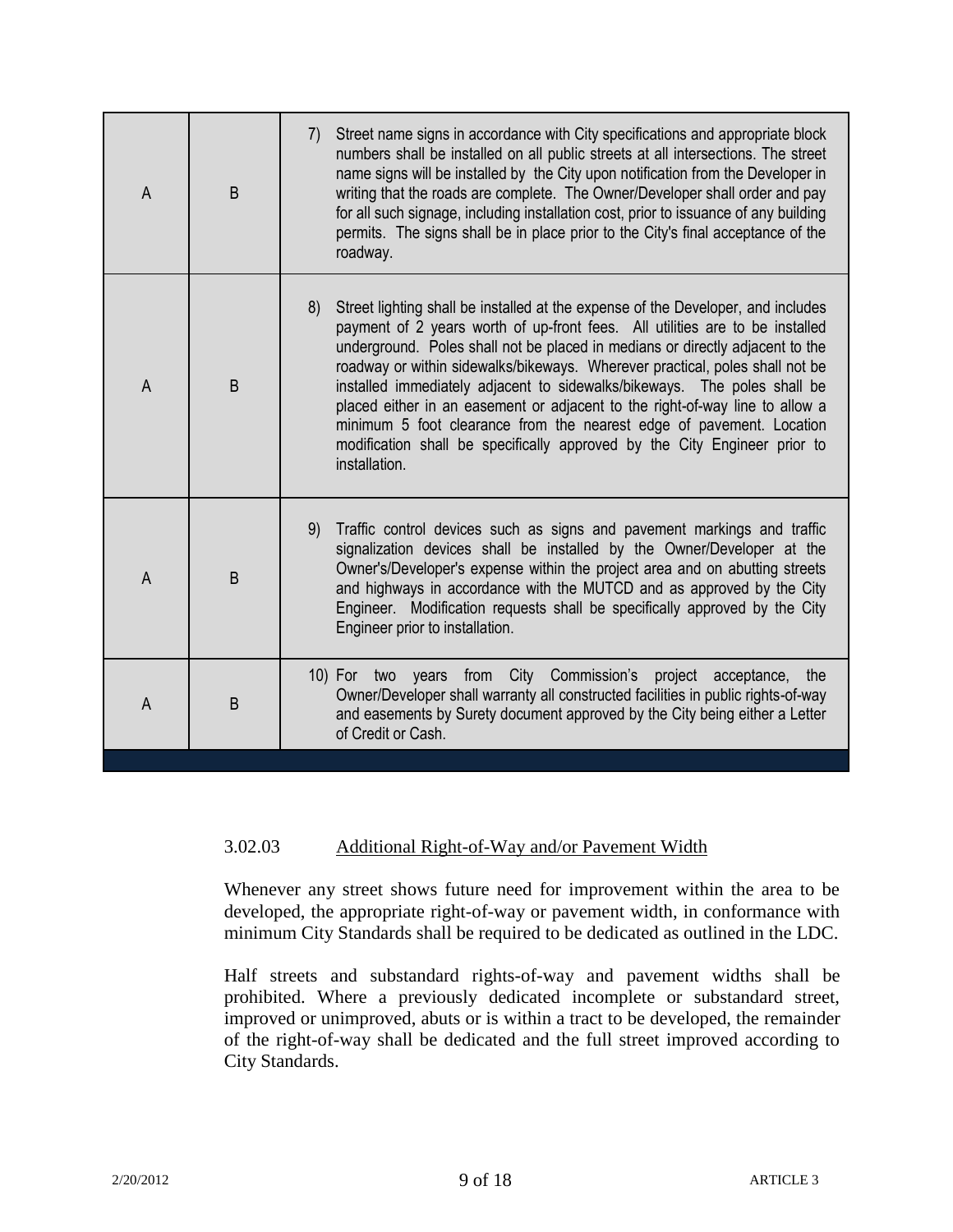| | | |
|---|---|---|
| A | B | 7) Street name signs in accordance with City specifications and appropriate block numbers shall be installed on all public streets at all intersections. The street name signs will be installed by the City upon notification from the Developer in writing that the roads are complete. The Owner/Developer shall order and pay for all such signage, including installation cost, prior to issuance of any building permits. The signs shall be in place prior to the City's final acceptance of the roadway. |
| A | B | 8) Street lighting shall be installed at the expense of the Developer, and includes payment of 2 years worth of up-front fees. All utilities are to be installed underground. Poles shall not be placed in medians or directly adjacent to the roadway or within sidewalks/bikeways. Wherever practical, poles shall not be installed immediately adjacent to sidewalks/bikeways. The poles shall be placed either in an easement or adjacent to the right-of-way line to allow a minimum 5 foot clearance from the nearest edge of pavement. Location modification shall be specifically approved by the City Engineer prior to installation. |
| A | B | 9) Traffic control devices such as signs and pavement markings and traffic signalization devices shall be installed by the Owner/Developer at the Owner's/Developer's expense within the project area and on abutting streets and highways in accordance with the MUTCD and as approved by the City Engineer. Modification requests shall be specifically approved by the City Engineer prior to installation. |
| A | B | 10) For two years from City Commission's project acceptance, the Owner/Developer shall warranty all constructed facilities in public rights-of-way and easements by Surety document approved by the City being either a Letter of Credit or Cash. |

### 3.02.03 Additional Right-of-Way and/or Pavement Width

Whenever any street shows future need for improvement within the area to be developed, the appropriate right-of-way or pavement width, in conformance with minimum City Standards shall be required to be dedicated as outlined in the LDC.

Half streets and substandard rights-of-way and pavement widths shall be prohibited. Where a previously dedicated incomplete or substandard street, improved or unimproved, abuts or is within a tract to be developed, the remainder of the right-of-way shall be dedicated and the full street improved according to City Standards.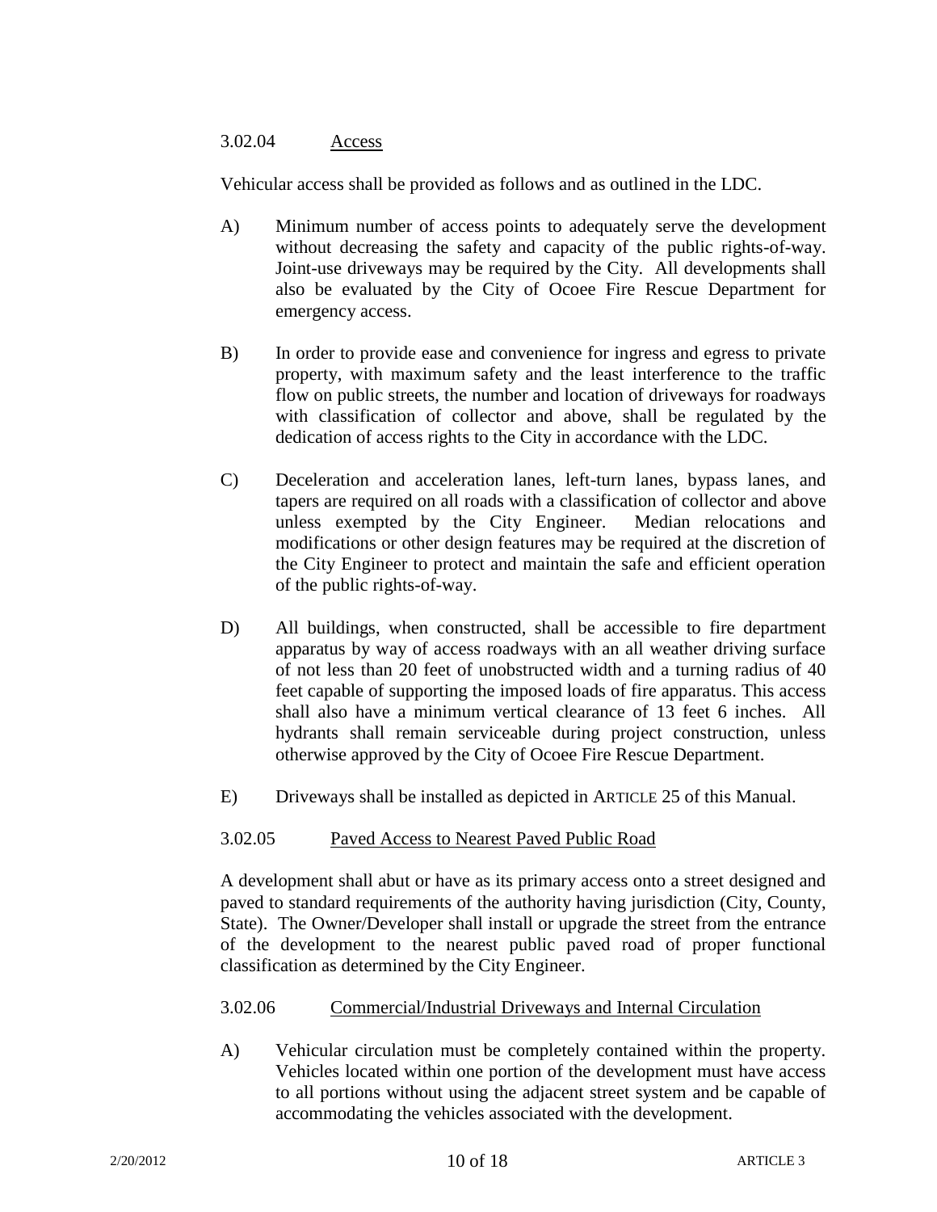### 3.02.04 Access

Vehicular access shall be provided as follows and as outlined in the LDC.

A) Minimum number of access points to adequately serve the development without decreasing the safety and capacity of the public rights-of-way. Joint-use driveways may be required by the City. All developments shall also be evaluated by the City of Ocoee Fire Rescue Department for emergency access.

B) In order to provide ease and convenience for ingress and egress to private property, with maximum safety and the least interference to the traffic flow on public streets, the number and location of driveways for roadways with classification of collector and above, shall be regulated by the dedication of access rights to the City in accordance with the LDC.

C) Deceleration and acceleration lanes, left-turn lanes, bypass lanes, and tapers are required on all roads with a classification of collector and above unless exempted by the City Engineer. Median relocations and modifications or other design features may be required at the discretion of the City Engineer to protect and maintain the safe and efficient operation of the public rights-of-way.

D) All buildings, when constructed, shall be accessible to fire department apparatus by way of access roadways with an all weather driving surface of not less than 20 feet of unobstructed width and a turning radius of 40 feet capable of supporting the imposed loads of fire apparatus. This access shall also have a minimum vertical clearance of 13 feet 6 inches. All hydrants shall remain serviceable during project construction, unless otherwise approved by the City of Ocoee Fire Rescue Department.

E) Driveways shall be installed as depicted in ARTICLE 25 of this Manual.

### 3.02.05 Paved Access to Nearest Paved Public Road

A development shall abut or have as its primary access onto a street designed and paved to standard requirements of the authority having jurisdiction (City, County, State). The Owner/Developer shall install or upgrade the street from the entrance of the development to the nearest public paved road of proper functional classification as determined by the City Engineer.

### 3.02.06 Commercial/Industrial Driveways and Internal Circulation

A) Vehicular circulation must be completely contained within the property. Vehicles located within one portion of the development must have access to all portions without using the adjacent street system and be capable of accommodating the vehicles associated with the development.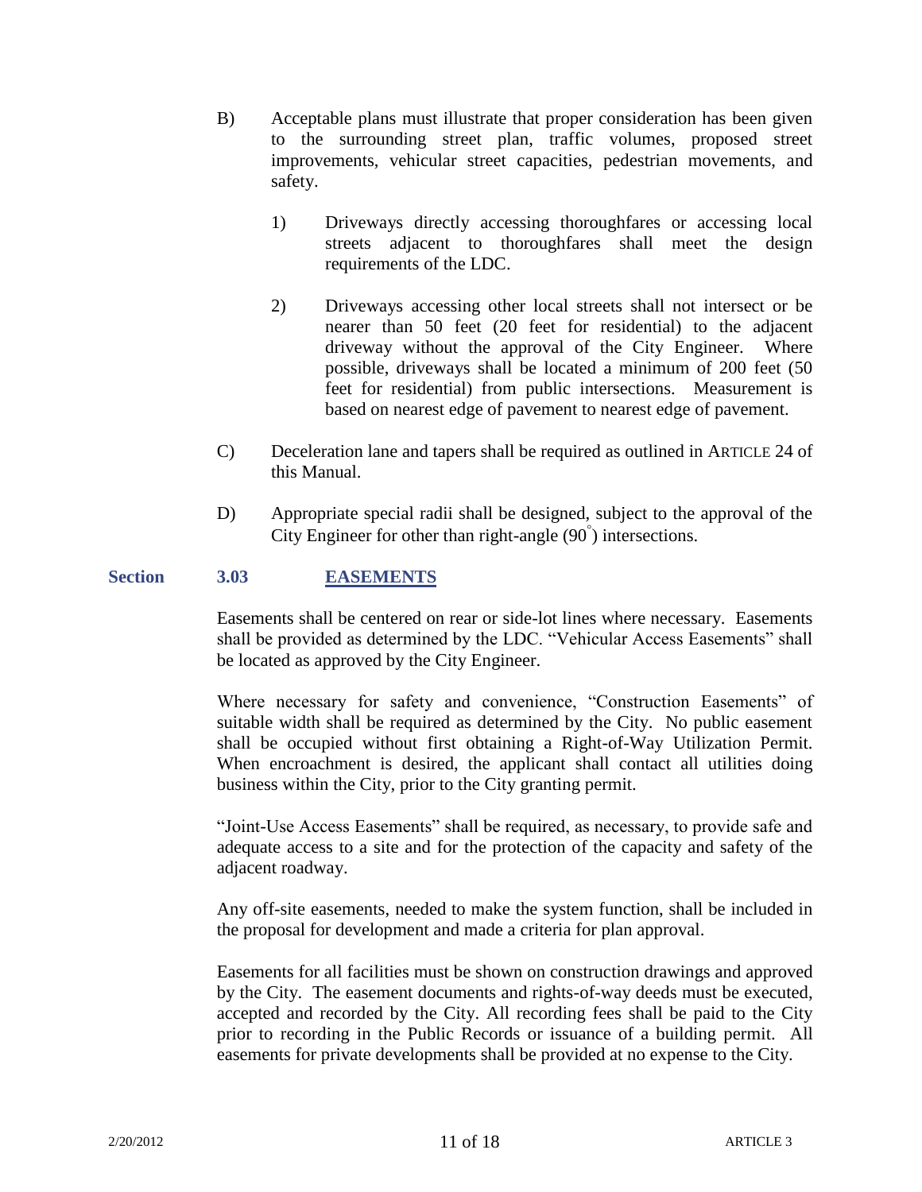B) Acceptable plans must illustrate that proper consideration has been given to the surrounding street plan, traffic volumes, proposed street improvements, vehicular street capacities, pedestrian movements, and safety.

1) Driveways directly accessing thoroughfares or accessing local streets adjacent to thoroughfares shall meet the design requirements of the LDC.

2) Driveways accessing other local streets shall not intersect or be nearer than 50 feet (20 feet for residential) to the adjacent driveway without the approval of the City Engineer. Where possible, driveways shall be located a minimum of 200 feet (50 feet for residential) from public intersections. Measurement is based on nearest edge of pavement to nearest edge of pavement.

C) Deceleration lane and tapers shall be required as outlined in ARTICLE 24 of this Manual.

D) Appropriate special radii shall be designed, subject to the approval of the City Engineer for other than right-angle (90°) intersections.

## Section 3.03 EASEMENTS

Easements shall be centered on rear or side-lot lines where necessary. Easements shall be provided as determined by the LDC. "Vehicular Access Easements" shall be located as approved by the City Engineer.

Where necessary for safety and convenience, "Construction Easements" of suitable width shall be required as determined by the City. No public easement shall be occupied without first obtaining a Right-of-Way Utilization Permit. When encroachment is desired, the applicant shall contact all utilities doing business within the City, prior to the City granting permit.

"Joint-Use Access Easements" shall be required, as necessary, to provide safe and adequate access to a site and for the protection of the capacity and safety of the adjacent roadway.

Any off-site easements, needed to make the system function, shall be included in the proposal for development and made a criteria for plan approval.

Easements for all facilities must be shown on construction drawings and approved by the City. The easement documents and rights-of-way deeds must be executed, accepted and recorded by the City. All recording fees shall be paid to the City prior to recording in the Public Records or issuance of a building permit. All easements for private developments shall be provided at no expense to the City.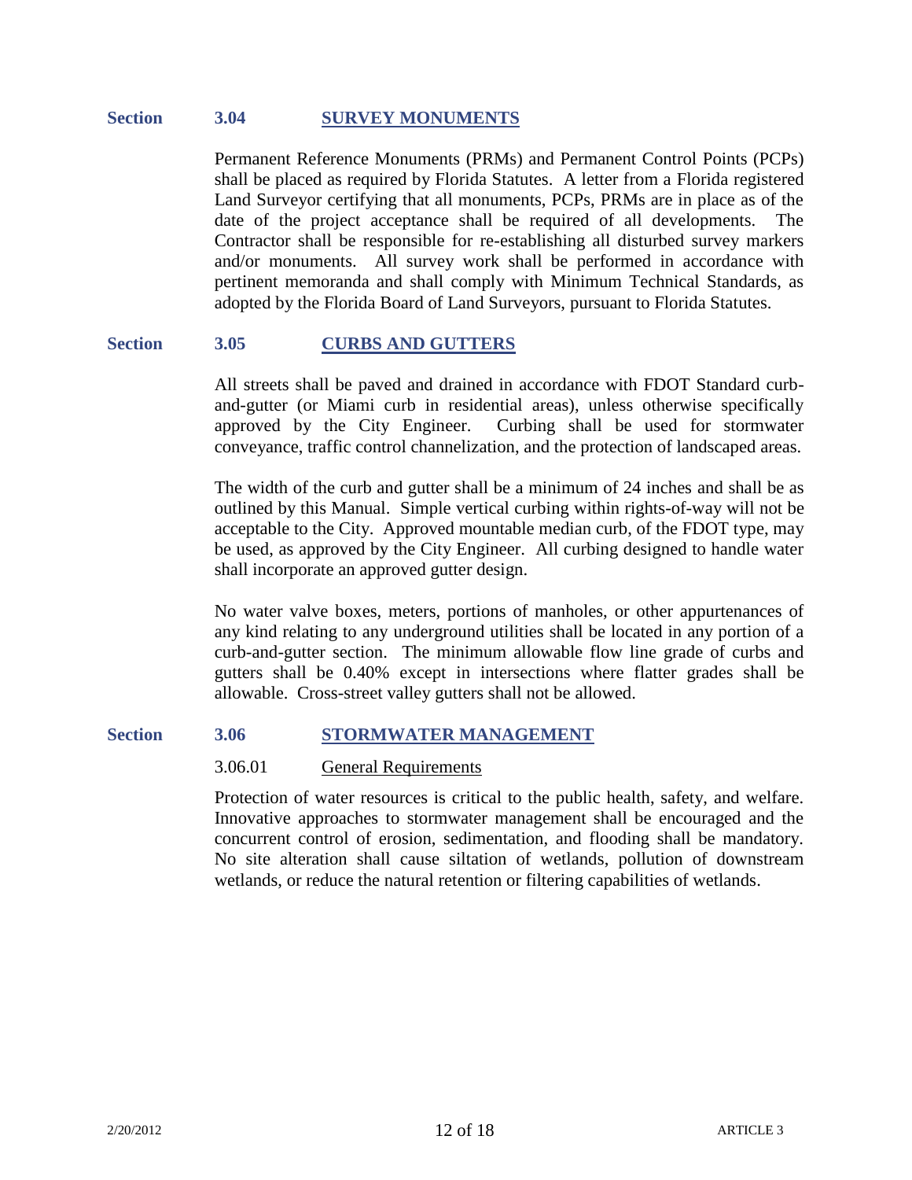## Section 3.04 SURVEY MONUMENTS

Permanent Reference Monuments (PRMs) and Permanent Control Points (PCPs) shall be placed as required by Florida Statutes. A letter from a Florida registered Land Surveyor certifying that all monuments, PCPs, PRMs are in place as of the date of the project acceptance shall be required of all developments. The Contractor shall be responsible for re-establishing all disturbed survey markers and/or monuments. All survey work shall be performed in accordance with pertinent memoranda and shall comply with Minimum Technical Standards, as adopted by the Florida Board of Land Surveyors, pursuant to Florida Statutes.

## Section 3.05 CURBS AND GUTTERS

All streets shall be paved and drained in accordance with FDOT Standard curb-and-gutter (or Miami curb in residential areas), unless otherwise specifically approved by the City Engineer. Curbing shall be used for stormwater conveyance, traffic control channelization, and the protection of landscaped areas.

The width of the curb and gutter shall be a minimum of 24 inches and shall be as outlined by this Manual. Simple vertical curbing within rights-of-way will not be acceptable to the City. Approved mountable median curb, of the FDOT type, may be used, as approved by the City Engineer. All curbing designed to handle water shall incorporate an approved gutter design.

No water valve boxes, meters, portions of manholes, or other appurtenances of any kind relating to any underground utilities shall be located in any portion of a curb-and-gutter section. The minimum allowable flow line grade of curbs and gutters shall be 0.40% except in intersections where flatter grades shall be allowable. Cross-street valley gutters shall not be allowed.

## Section 3.06 STORMWATER MANAGEMENT

### 3.06.01 General Requirements

Protection of water resources is critical to the public health, safety, and welfare. Innovative approaches to stormwater management shall be encouraged and the concurrent control of erosion, sedimentation, and flooding shall be mandatory. No site alteration shall cause siltation of wetlands, pollution of downstream wetlands, or reduce the natural retention or filtering capabilities of wetlands.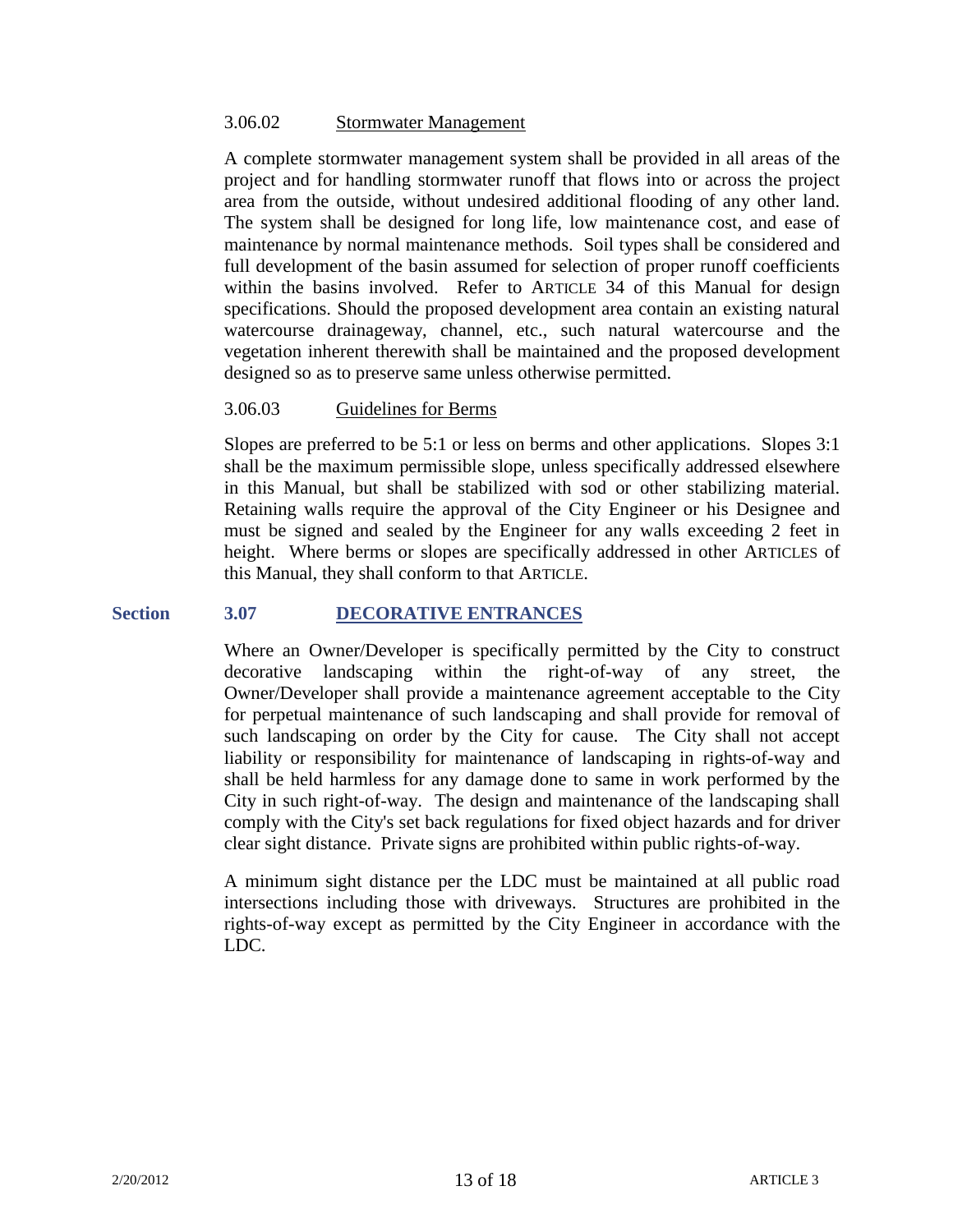#### 3.06.02 Stormwater Management

A complete stormwater management system shall be provided in all areas of the project and for handling stormwater runoff that flows into or across the project area from the outside, without undesired additional flooding of any other land. The system shall be designed for long life, low maintenance cost, and ease of maintenance by normal maintenance methods. Soil types shall be considered and full development of the basin assumed for selection of proper runoff coefficients within the basins involved. Refer to ARTICLE 34 of this Manual for design specifications. Should the proposed development area contain an existing natural watercourse drainageway, channel, etc., such natural watercourse and the vegetation inherent therewith shall be maintained and the proposed development designed so as to preserve same unless otherwise permitted.

#### 3.06.03 Guidelines for Berms

Slopes are preferred to be 5:1 or less on berms and other applications. Slopes 3:1 shall be the maximum permissible slope, unless specifically addressed elsewhere in this Manual, but shall be stabilized with sod or other stabilizing material. Retaining walls require the approval of the City Engineer or his Designee and must be signed and sealed by the Engineer for any walls exceeding 2 feet in height. Where berms or slopes are specifically addressed in other ARTICLES of this Manual, they shall conform to that ARTICLE.

### Section 3.07 DECORATIVE ENTRANCES

Where an Owner/Developer is specifically permitted by the City to construct decorative landscaping within the right-of-way of any street, the Owner/Developer shall provide a maintenance agreement acceptable to the City for perpetual maintenance of such landscaping and shall provide for removal of such landscaping on order by the City for cause. The City shall not accept liability or responsibility for maintenance of landscaping in rights-of-way and shall be held harmless for any damage done to same in work performed by the City in such right-of-way. The design and maintenance of the landscaping shall comply with the City's set back regulations for fixed object hazards and for driver clear sight distance. Private signs are prohibited within public rights-of-way.

A minimum sight distance per the LDC must be maintained at all public road intersections including those with driveways. Structures are prohibited in the rights-of-way except as permitted by the City Engineer in accordance with the LDC.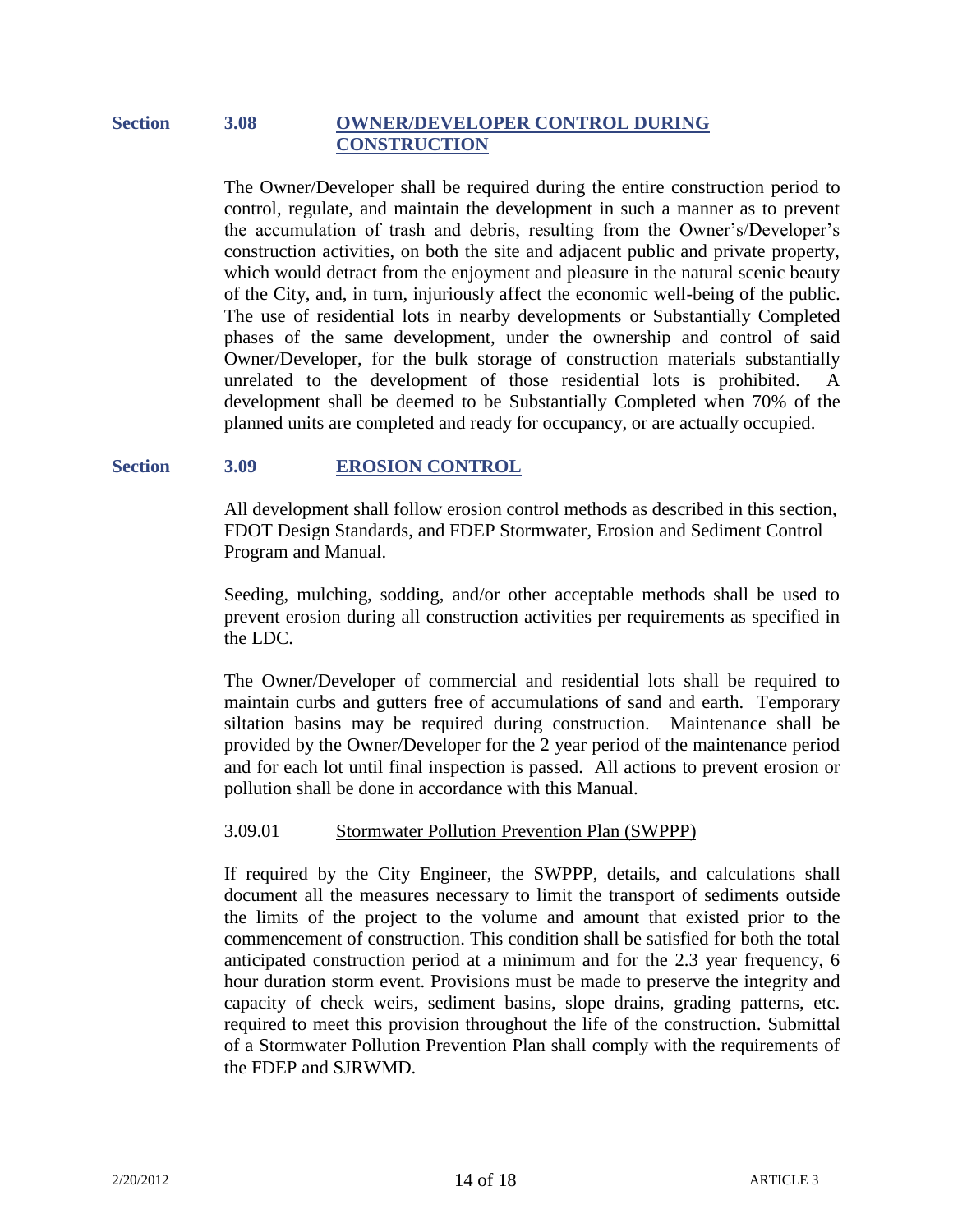## Section 3.08 OWNER/DEVELOPER CONTROL DURING CONSTRUCTION

The Owner/Developer shall be required during the entire construction period to control, regulate, and maintain the development in such a manner as to prevent the accumulation of trash and debris, resulting from the Owner's/Developer's construction activities, on both the site and adjacent public and private property, which would detract from the enjoyment and pleasure in the natural scenic beauty of the City, and, in turn, injuriously affect the economic well-being of the public. The use of residential lots in nearby developments or Substantially Completed phases of the same development, under the ownership and control of said Owner/Developer, for the bulk storage of construction materials substantially unrelated to the development of those residential lots is prohibited. A development shall be deemed to be Substantially Completed when 70% of the planned units are completed and ready for occupancy, or are actually occupied.

## Section 3.09 EROSION CONTROL

All development shall follow erosion control methods as described in this section, FDOT Design Standards, and FDEP Stormwater, Erosion and Sediment Control Program and Manual.

Seeding, mulching, sodding, and/or other acceptable methods shall be used to prevent erosion during all construction activities per requirements as specified in the LDC.

The Owner/Developer of commercial and residential lots shall be required to maintain curbs and gutters free of accumulations of sand and earth. Temporary siltation basins may be required during construction. Maintenance shall be provided by the Owner/Developer for the 2 year period of the maintenance period and for each lot until final inspection is passed. All actions to prevent erosion or pollution shall be done in accordance with this Manual.

### 3.09.01 Stormwater Pollution Prevention Plan (SWPPP)

If required by the City Engineer, the SWPPP, details, and calculations shall document all the measures necessary to limit the transport of sediments outside the limits of the project to the volume and amount that existed prior to the commencement of construction. This condition shall be satisfied for both the total anticipated construction period at a minimum and for the 2.3 year frequency, 6 hour duration storm event. Provisions must be made to preserve the integrity and capacity of check weirs, sediment basins, slope drains, grading patterns, etc. required to meet this provision throughout the life of the construction. Submittal of a Stormwater Pollution Prevention Plan shall comply with the requirements of the FDEP and SJRWMD.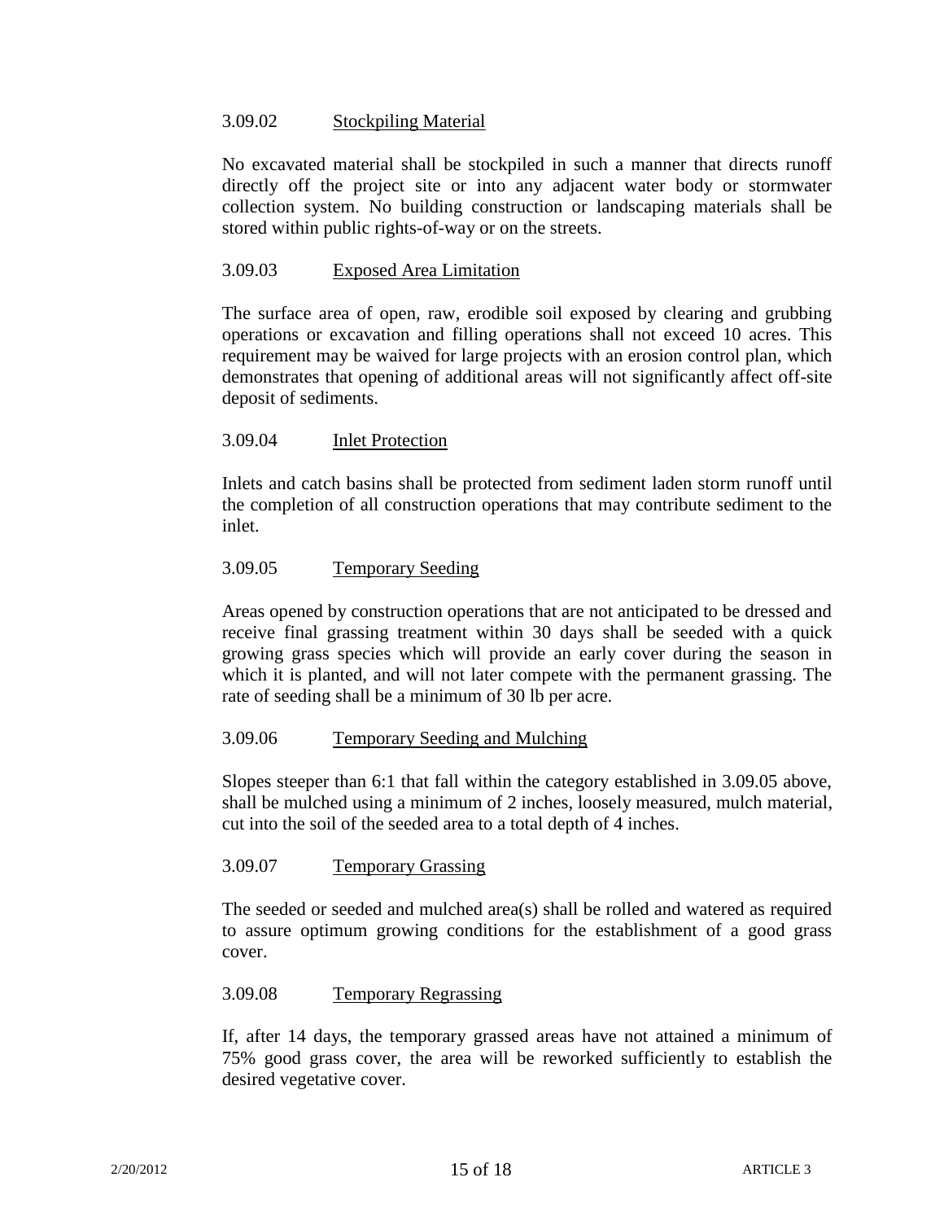### 3.09.02 Stockpiling Material

No excavated material shall be stockpiled in such a manner that directs runoff directly off the project site or into any adjacent water body or stormwater collection system. No building construction or landscaping materials shall be stored within public rights-of-way or on the streets.

### 3.09.03 Exposed Area Limitation

The surface area of open, raw, erodible soil exposed by clearing and grubbing operations or excavation and filling operations shall not exceed 10 acres. This requirement may be waived for large projects with an erosion control plan, which demonstrates that opening of additional areas will not significantly affect off-site deposit of sediments.

### 3.09.04 Inlet Protection

Inlets and catch basins shall be protected from sediment laden storm runoff until the completion of all construction operations that may contribute sediment to the inlet.

### 3.09.05 Temporary Seeding

Areas opened by construction operations that are not anticipated to be dressed and receive final grassing treatment within 30 days shall be seeded with a quick growing grass species which will provide an early cover during the season in which it is planted, and will not later compete with the permanent grassing. The rate of seeding shall be a minimum of 30 lb per acre.

### 3.09.06 Temporary Seeding and Mulching

Slopes steeper than 6:1 that fall within the category established in 3.09.05 above, shall be mulched using a minimum of 2 inches, loosely measured, mulch material, cut into the soil of the seeded area to a total depth of 4 inches.

### 3.09.07 Temporary Grassing

The seeded or seeded and mulched area(s) shall be rolled and watered as required to assure optimum growing conditions for the establishment of a good grass cover.

### 3.09.08 Temporary Regrassing

If, after 14 days, the temporary grassed areas have not attained a minimum of 75% good grass cover, the area will be reworked sufficiently to establish the desired vegetative cover.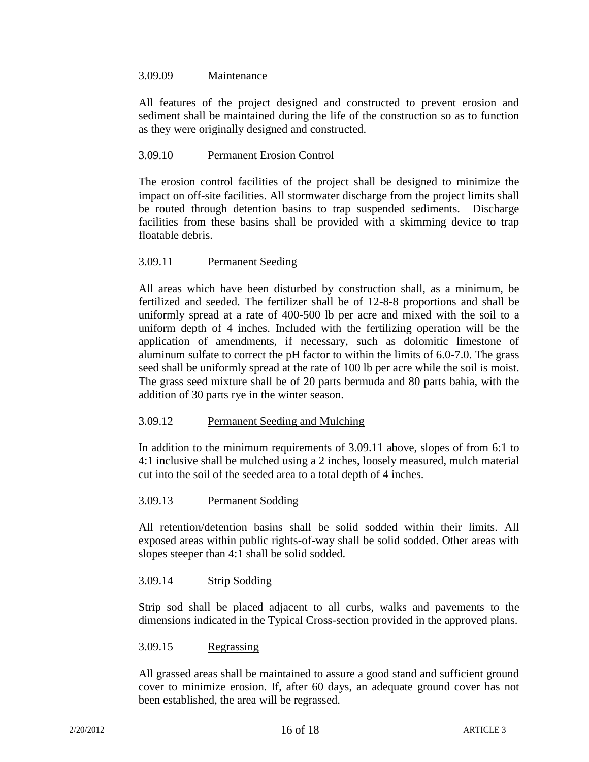### 3.09.09 Maintenance

All features of the project designed and constructed to prevent erosion and sediment shall be maintained during the life of the construction so as to function as they were originally designed and constructed.

### 3.09.10 Permanent Erosion Control

The erosion control facilities of the project shall be designed to minimize the impact on off-site facilities. All stormwater discharge from the project limits shall be routed through detention basins to trap suspended sediments. Discharge facilities from these basins shall be provided with a skimming device to trap floatable debris.

### 3.09.11 Permanent Seeding

All areas which have been disturbed by construction shall, as a minimum, be fertilized and seeded. The fertilizer shall be of 12-8-8 proportions and shall be uniformly spread at a rate of 400-500 lb per acre and mixed with the soil to a uniform depth of 4 inches. Included with the fertilizing operation will be the application of amendments, if necessary, such as dolomitic limestone of aluminum sulfate to correct the pH factor to within the limits of 6.0-7.0. The grass seed shall be uniformly spread at the rate of 100 lb per acre while the soil is moist. The grass seed mixture shall be of 20 parts bermuda and 80 parts bahia, with the addition of 30 parts rye in the winter season.

### 3.09.12 Permanent Seeding and Mulching

In addition to the minimum requirements of 3.09.11 above, slopes of from 6:1 to 4:1 inclusive shall be mulched using a 2 inches, loosely measured, mulch material cut into the soil of the seeded area to a total depth of 4 inches.

### 3.09.13 Permanent Sodding

All retention/detention basins shall be solid sodded within their limits. All exposed areas within public rights-of-way shall be solid sodded. Other areas with slopes steeper than 4:1 shall be solid sodded.

### 3.09.14 Strip Sodding

Strip sod shall be placed adjacent to all curbs, walks and pavements to the dimensions indicated in the Typical Cross-section provided in the approved plans.

### 3.09.15 Regrassing

All grassed areas shall be maintained to assure a good stand and sufficient ground cover to minimize erosion. If, after 60 days, an adequate ground cover has not been established, the area will be regrassed.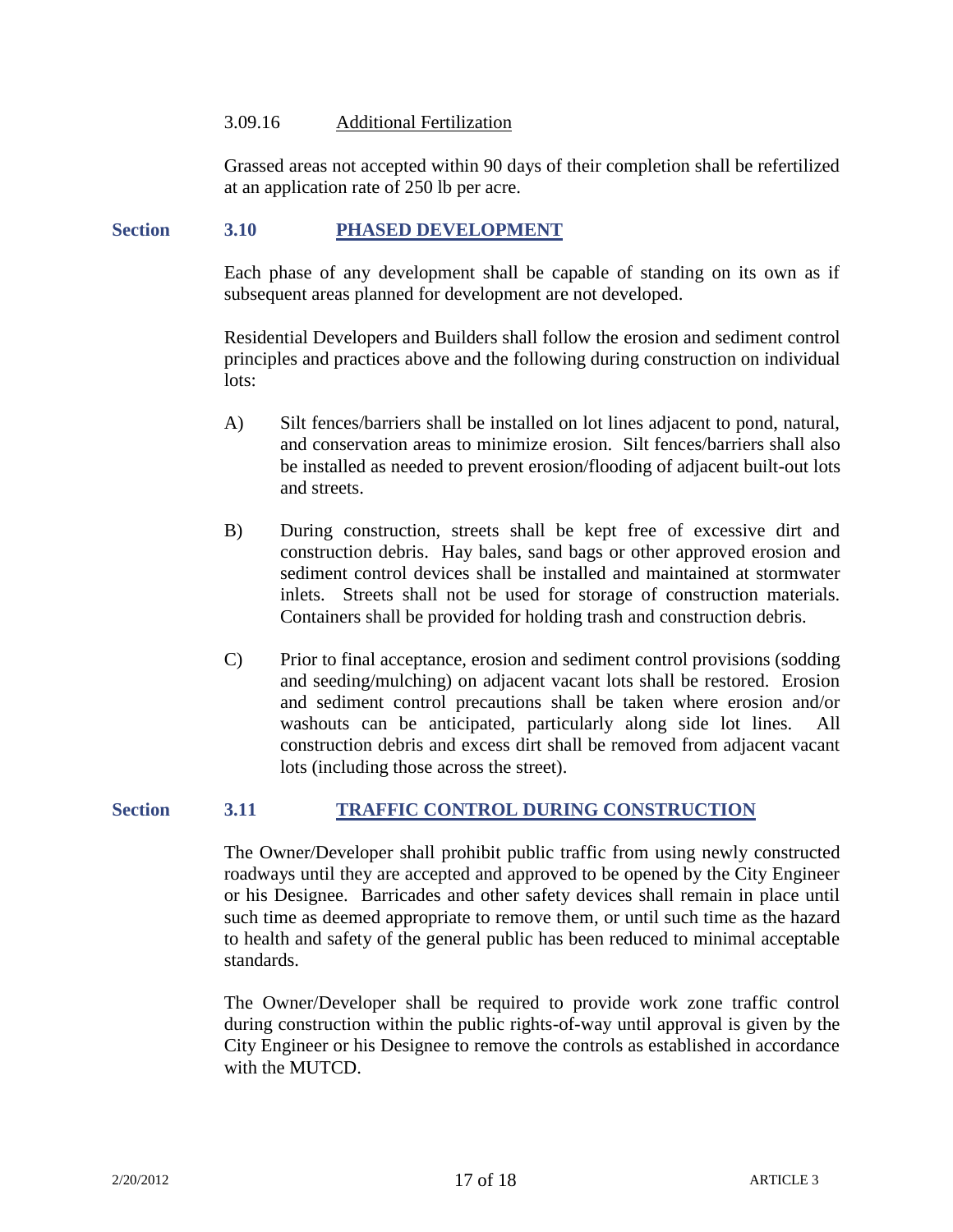### 3.09.16 Additional Fertilization

Grassed areas not accepted within 90 days of their completion shall be refertilized at an application rate of 250 lb per acre.

## Section 3.10 PHASED DEVELOPMENT

Each phase of any development shall be capable of standing on its own as if subsequent areas planned for development are not developed.

Residential Developers and Builders shall follow the erosion and sediment control principles and practices above and the following during construction on individual lots:

A) Silt fences/barriers shall be installed on lot lines adjacent to pond, natural, and conservation areas to minimize erosion. Silt fences/barriers shall also be installed as needed to prevent erosion/flooding of adjacent built-out lots and streets.

B) During construction, streets shall be kept free of excessive dirt and construction debris. Hay bales, sand bags or other approved erosion and sediment control devices shall be installed and maintained at stormwater inlets. Streets shall not be used for storage of construction materials. Containers shall be provided for holding trash and construction debris.

C) Prior to final acceptance, erosion and sediment control provisions (sodding and seeding/mulching) on adjacent vacant lots shall be restored. Erosion and sediment control precautions shall be taken where erosion and/or washouts can be anticipated, particularly along side lot lines. All construction debris and excess dirt shall be removed from adjacent vacant lots (including those across the street).

## Section 3.11 TRAFFIC CONTROL DURING CONSTRUCTION

The Owner/Developer shall prohibit public traffic from using newly constructed roadways until they are accepted and approved to be opened by the City Engineer or his Designee. Barricades and other safety devices shall remain in place until such time as deemed appropriate to remove them, or until such time as the hazard to health and safety of the general public has been reduced to minimal acceptable standards.

The Owner/Developer shall be required to provide work zone traffic control during construction within the public rights-of-way until approval is given by the City Engineer or his Designee to remove the controls as established in accordance with the MUTCD.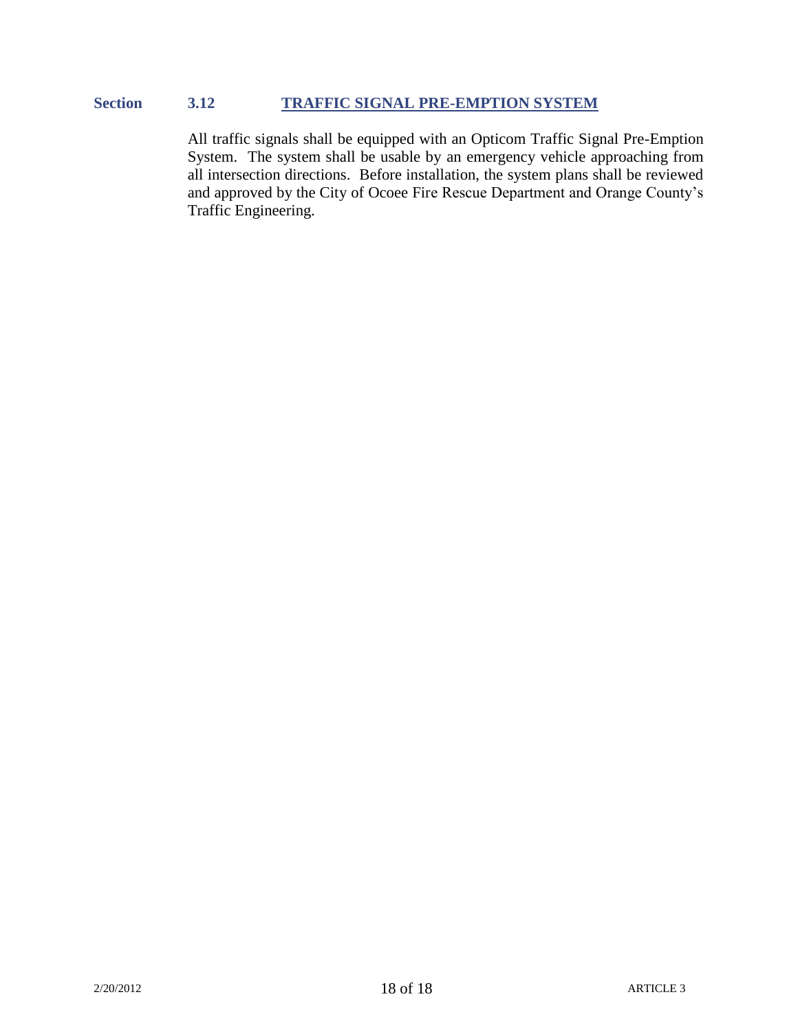## Section 3.12 TRAFFIC SIGNAL PRE-EMPTION SYSTEM

All traffic signals shall be equipped with an Opticom Traffic Signal Pre-Emption System. The system shall be usable by an emergency vehicle approaching from all intersection directions. Before installation, the system plans shall be reviewed and approved by the City of Ocoee Fire Rescue Department and Orange County's Traffic Engineering.